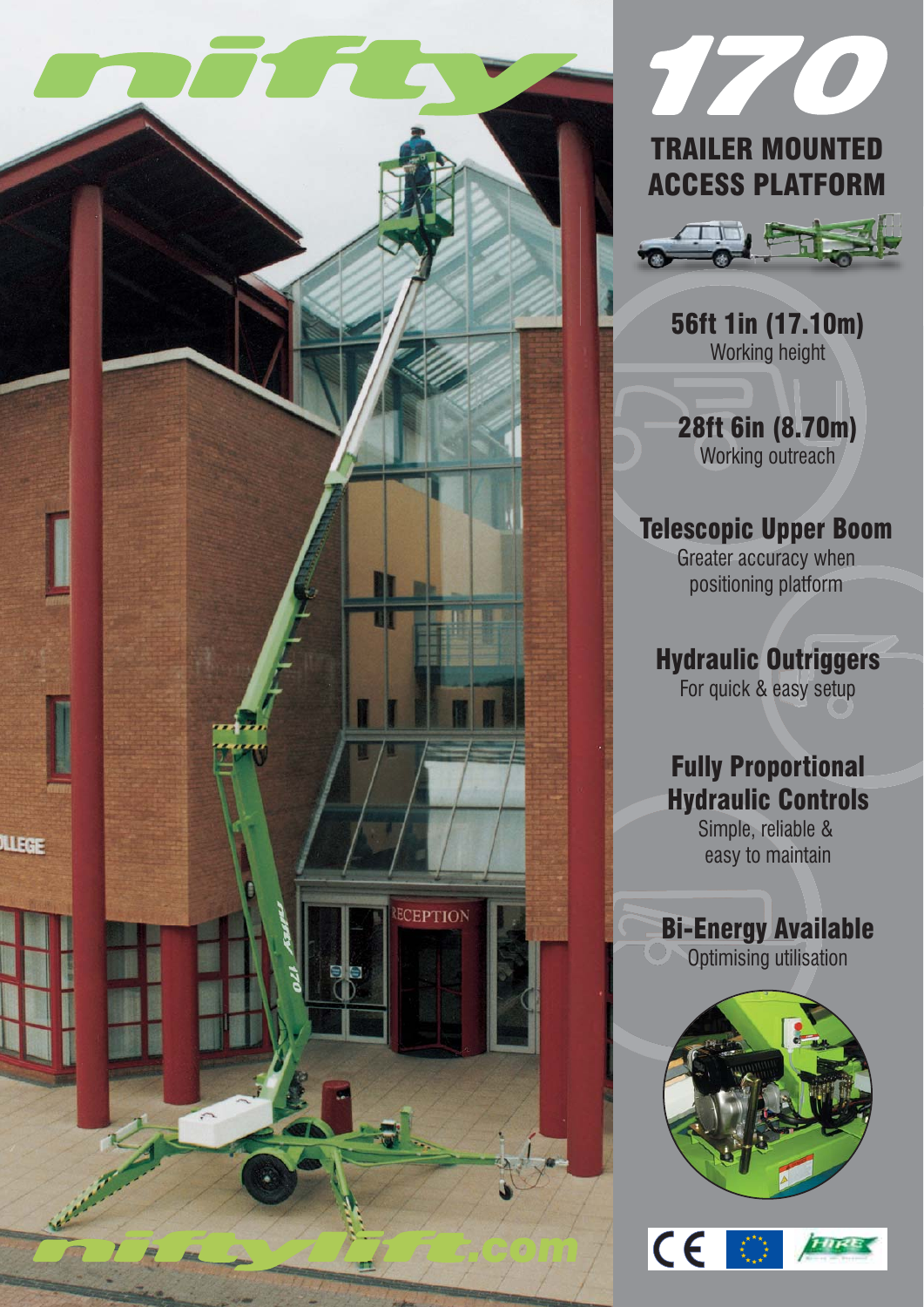# nifty

# 170

## TRAILER MOUNTED ACCESS PLATFORM

**56ft 1in (17.10m)**
Working height

**28ft 6in (8.70m)**
Working outreach

**Telescopic Upper Boom**
Greater accuracy when positioning platform

**Hydraulic Outriggers**
For quick & easy setup

**Fully Proportional Hydraulic Controls**
Simple, reliable & easy to maintain

**Bi-Energy Available**
Optimising utilisation

niftylift.com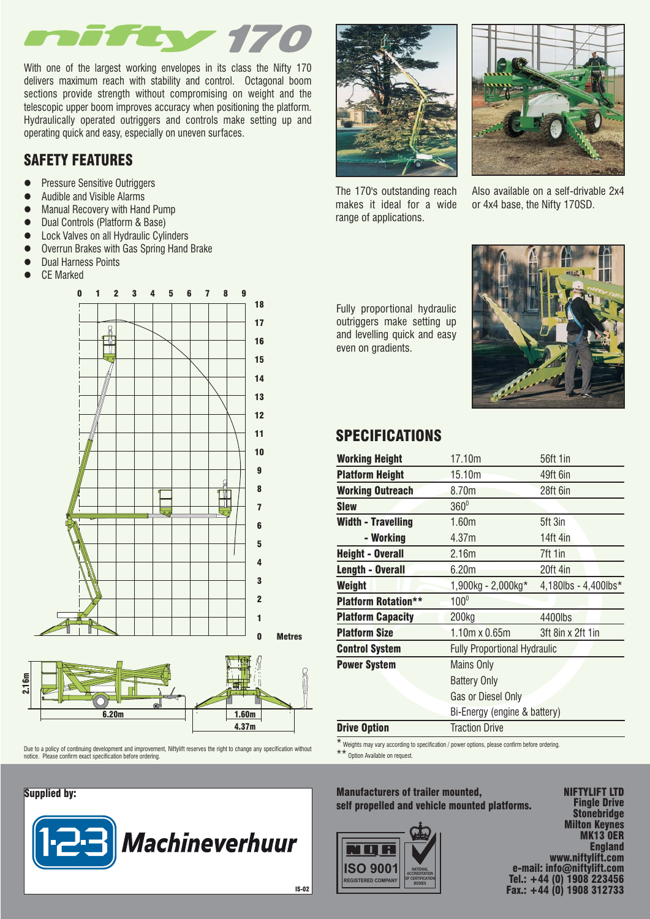# nifty 170

With one of the largest working envelopes in its class the Nifty 170 delivers maximum reach with stability and control. Octagonal boom sections provide strength without compromising on weight and the telescopic upper boom improves accuracy when positioning the platform. Hydraulically operated outriggers and controls make setting up and operating quick and easy, especially on uneven surfaces.

## SAFETY FEATURES

- Pressure Sensitive Outriggers
- Audible and Visible Alarms
- Manual Recovery with Hand Pump
- Dual Controls (Platform & Base)
- Lock Valves on all Hydraulic Cylinders
- Overrun Brakes with Gas Spring Hand Brake
- Dual Harness Points
- CE Marked

0 1 2 3 4 5 6 7 8 9

18 17 16 15 14 13 12 11 10 9 8 7 6 5 4 3 2 1 0 Metres

2.16m

6.20m

1.60m

4.37m

Due to a policy of continuing development and improvement, Niftylift reserves the right to change any specification without notice. Please confirm exact specification before ordering.

The 170's outstanding reach makes it ideal for a wide range of applications.

Also available on a self-drivable 2x4 or 4x4 base, the Nifty 170SD.

Fully proportional hydraulic outriggers make setting up and levelling quick and easy even on gradients.

## SPECIFICATIONS

| | | |
|---|---|---|
| **Working Height** | 17.10m | 56ft 1in |
| **Platform Height** | 15.10m | 49ft 6in |
| **Working Outreach** | 8.70m | 28ft 6in |
| **Slew** | 360° | |
| **Width - Travelling** | 1.60m | 5ft 3in |
| **- Working** | 4.37m | 14ft 4in |
| **Height - Overall** | 2.16m | 7ft 1in |
| **Length - Overall** | 6.20m | 20ft 4in |
| **Weight** | 1,900kg - 2,000kg* | 4,180lbs - 4,400lbs* |
| **Platform Rotation**** | 100° | |
| **Platform Capacity** | 200kg | 4400lbs |
| **Platform Size** | 1.10m x 0.65m | 3ft 8in x 2ft 1in |
| **Control System** | Fully Proportional Hydraulic | |
| **Power System** | Mains Only | |
| | Battery Only | |
| | Gas or Diesel Only | |
| | Bi-Energy (engine & battery) | |
| **Drive Option** | Traction Drive | |

\* Weights may vary according to specification / power options, please confirm before ordering.

** Option Available on request.

**Supplied by:**

1·2·3 Machineverhuur

IS-02

**Manufacturers of trailer mounted, self propelled and vehicle mounted platforms.**

NQA ISO 9001 REGISTERED COMPANY

NATIONAL ACCREDITATION OF CERTIFICATION BODIES

**NIFTYLIFT LTD**
**Fingle Drive**
**Stonebridge**
**Milton Keynes**
**MK13 0ER**
**England**
**www.niftylift.com**
**e-mail: info@niftylift.com**
**Tel.: +44 (0) 1908 223456**
**Fax.: +44 (0) 1908 312733**